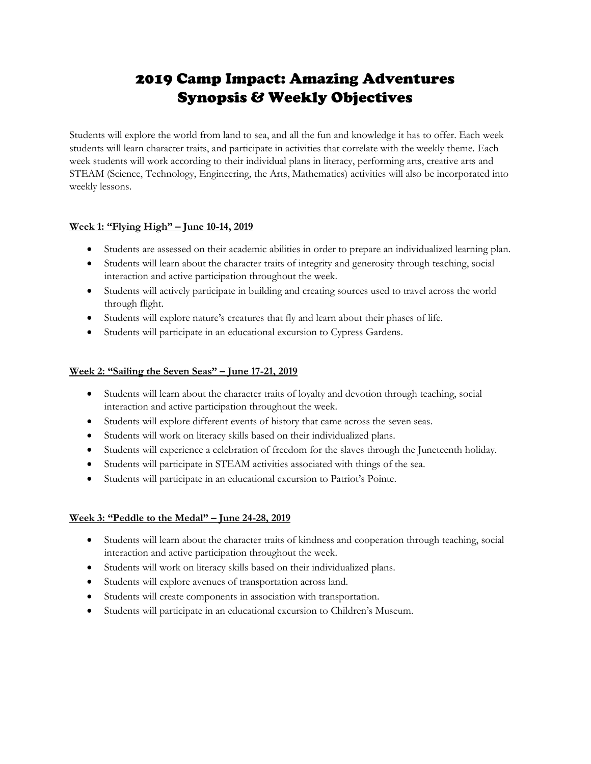# 2019 Camp Impact: Amazing Adventures
# Synopsis & Weekly Objectives

Students will explore the world from land to sea, and all the fun and knowledge it has to offer. Each week students will learn character traits, and participate in activities that correlate with the weekly theme. Each week students will work according to their individual plans in literacy, performing arts, creative arts and STEAM (Science, Technology, Engineering, the Arts, Mathematics) activities will also be incorporated into weekly lessons.

## Week 1: "Flying High" – June 10-14, 2019

- Students are assessed on their academic abilities in order to prepare an individualized learning plan.
- Students will learn about the character traits of integrity and generosity through teaching, social interaction and active participation throughout the week.
- Students will actively participate in building and creating sources used to travel across the world through flight.
- Students will explore nature's creatures that fly and learn about their phases of life.
- Students will participate in an educational excursion to Cypress Gardens.

## Week 2: "Sailing the Seven Seas" – June 17-21, 2019

- Students will learn about the character traits of loyalty and devotion through teaching, social interaction and active participation throughout the week.
- Students will explore different events of history that came across the seven seas.
- Students will work on literacy skills based on their individualized plans.
- Students will experience a celebration of freedom for the slaves through the Juneteenth holiday.
- Students will participate in STEAM activities associated with things of the sea.
- Students will participate in an educational excursion to Patriot's Pointe.

## Week 3: "Peddle to the Medal" – June 24-28, 2019

- Students will learn about the character traits of kindness and cooperation through teaching, social interaction and active participation throughout the week.
- Students will work on literacy skills based on their individualized plans.
- Students will explore avenues of transportation across land.
- Students will create components in association with transportation.
- Students will participate in an educational excursion to Children's Museum.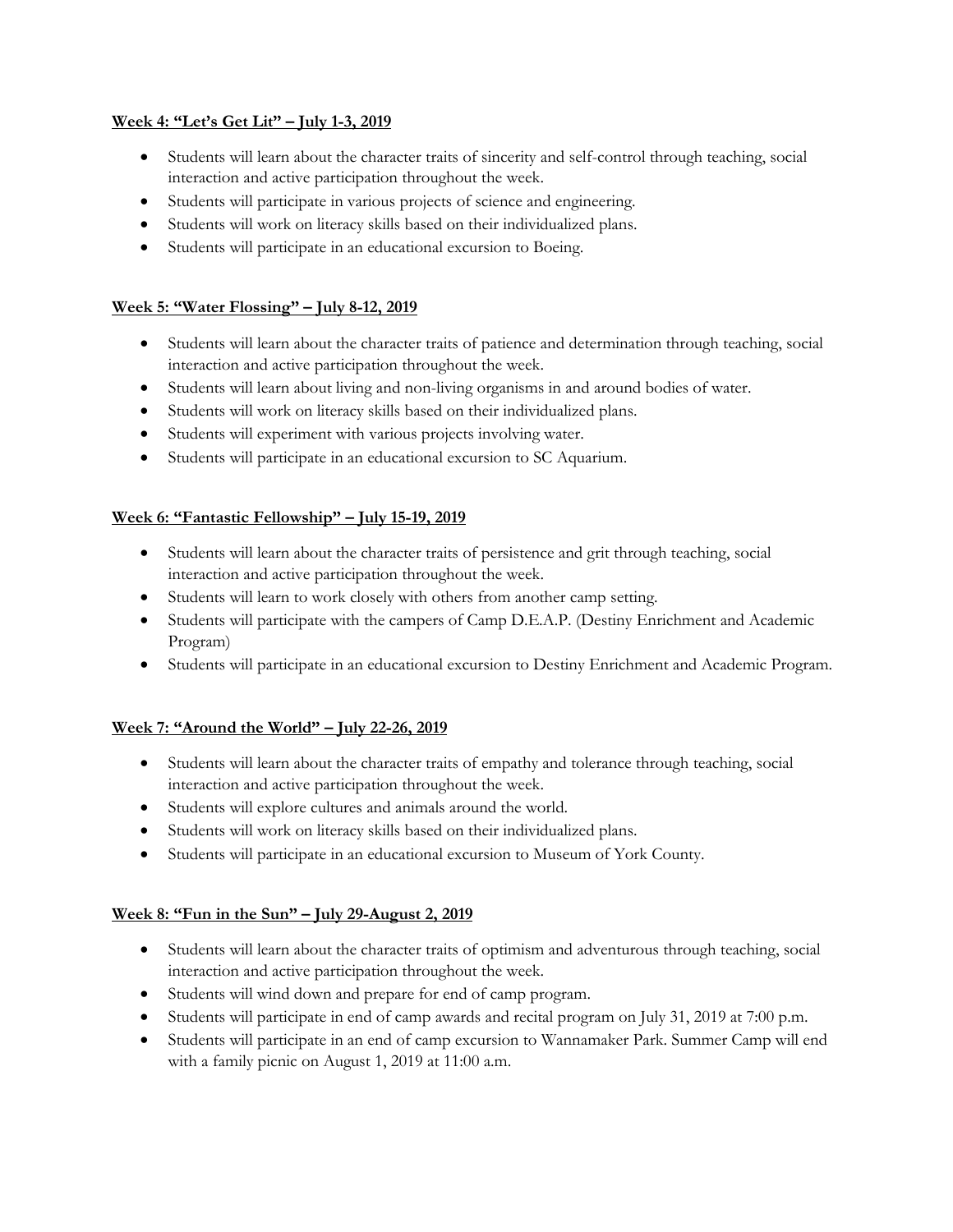**<u>Week 4: "Let's Get Lit" – July 1-3, 2019</u>**

- Students will learn about the character traits of sincerity and self-control through teaching, social interaction and active participation throughout the week.
- Students will participate in various projects of science and engineering.
- Students will work on literacy skills based on their individualized plans.
- Students will participate in an educational excursion to Boeing.

**<u>Week 5: "Water Flossing" – July 8-12, 2019</u>**

- Students will learn about the character traits of patience and determination through teaching, social interaction and active participation throughout the week.
- Students will learn about living and non-living organisms in and around bodies of water.
- Students will work on literacy skills based on their individualized plans.
- Students will experiment with various projects involving water.
- Students will participate in an educational excursion to SC Aquarium.

**<u>Week 6: "Fantastic Fellowship" – July 15-19, 2019</u>**

- Students will learn about the character traits of persistence and grit through teaching, social interaction and active participation throughout the week.
- Students will learn to work closely with others from another camp setting.
- Students will participate with the campers of Camp D.E.A.P. (Destiny Enrichment and Academic Program)
- Students will participate in an educational excursion to Destiny Enrichment and Academic Program.

**<u>Week 7: "Around the World" – July 22-26, 2019</u>**

- Students will learn about the character traits of empathy and tolerance through teaching, social interaction and active participation throughout the week.
- Students will explore cultures and animals around the world.
- Students will work on literacy skills based on their individualized plans.
- Students will participate in an educational excursion to Museum of York County.

**<u>Week 8: "Fun in the Sun" – July 29-August 2, 2019</u>**

- Students will learn about the character traits of optimism and adventurous through teaching, social interaction and active participation throughout the week.
- Students will wind down and prepare for end of camp program.
- Students will participate in end of camp awards and recital program on July 31, 2019 at 7:00 p.m.
- Students will participate in an end of camp excursion to Wannamaker Park. Summer Camp will end with a family picnic on August 1, 2019 at 11:00 a.m.